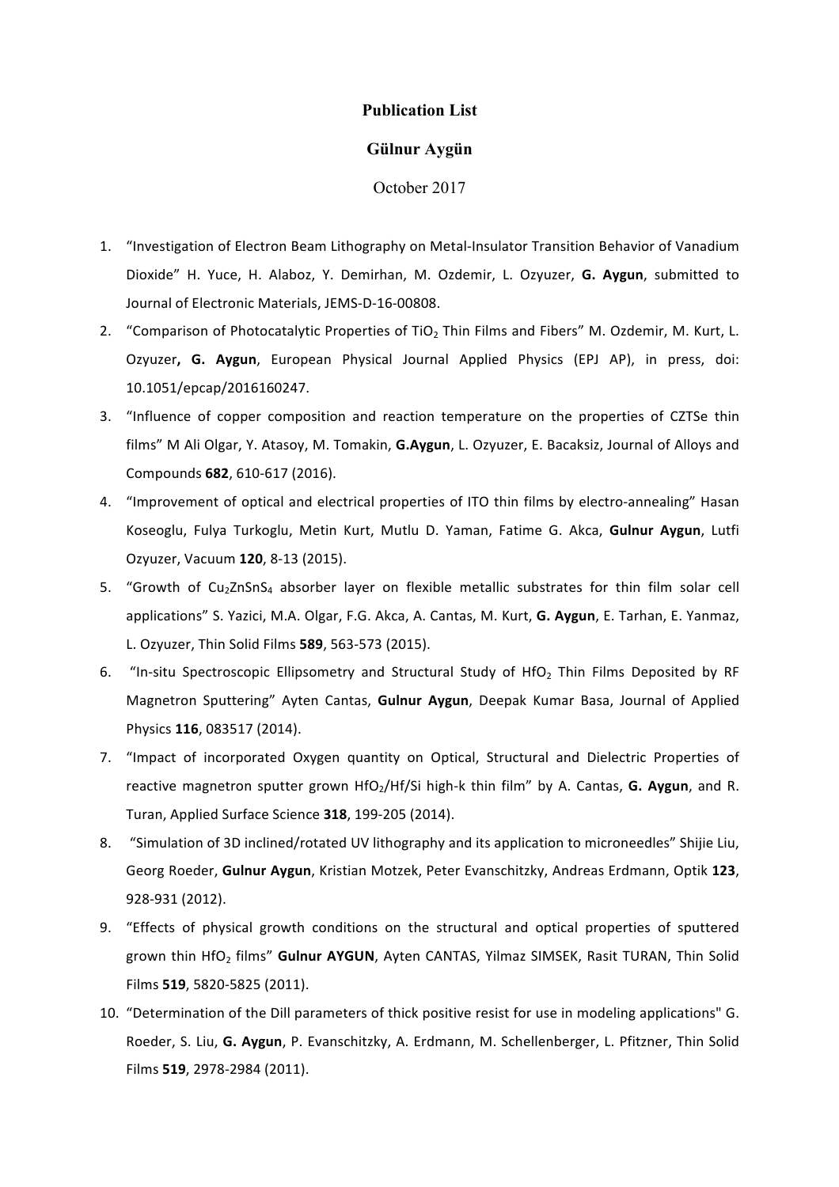# Publication List

## Gülnur Aygün

October 2017

1. "Investigation of Electron Beam Lithography on Metal-Insulator Transition Behavior of Vanadium Dioxide" H. Yuce, H. Alaboz, Y. Demirhan, M. Ozdemir, L. Ozyuzer, **G. Aygun**, submitted to Journal of Electronic Materials, JEMS-D-16-00808.
2. "Comparison of Photocatalytic Properties of $TiO_2$ Thin Films and Fibers" M. Ozdemir, M. Kurt, L. Ozyuzer**, G. Aygun**, European Physical Journal Applied Physics (EPJ AP), in press, doi: 10.1051/epcap/2016160247.
3. "Influence of copper composition and reaction temperature on the properties of CZTSe thin films" M Ali Olgar, Y. Atasoy, M. Tomakin, **G.Aygun**, L. Ozyuzer, E. Bacaksiz, Journal of Alloys and Compounds **682**, 610-617 (2016).
4. "Improvement of optical and electrical properties of ITO thin films by electro-annealing" Hasan Koseoglu, Fulya Turkoglu, Metin Kurt, Mutlu D. Yaman, Fatime G. Akca, **Gulnur Aygun**, Lutfi Ozyuzer, Vacuum **120**, 8-13 (2015).
5. "Growth of $Cu_2ZnSnS_4$ absorber layer on flexible metallic substrates for thin film solar cell applications" S. Yazici, M.A. Olgar, F.G. Akca, A. Cantas, M. Kurt, **G. Aygun**, E. Tarhan, E. Yanmaz, L. Ozyuzer, Thin Solid Films **589**, 563-573 (2015).
6. "In-situ Spectroscopic Ellipsometry and Structural Study of $HfO_2$ Thin Films Deposited by RF Magnetron Sputtering" Ayten Cantas, **Gulnur Aygun**, Deepak Kumar Basa, Journal of Applied Physics **116**, 083517 (2014).
7. "Impact of incorporated Oxygen quantity on Optical, Structural and Dielectric Properties of reactive magnetron sputter grown $HfO_2$/Hf/Si high-k thin film" by A. Cantas, **G. Aygun**, and R. Turan, Applied Surface Science **318**, 199-205 (2014).
8. "Simulation of 3D inclined/rotated UV lithography and its application to microneedles" Shijie Liu, Georg Roeder, **Gulnur Aygun**, Kristian Motzek, Peter Evanschitzky, Andreas Erdmann, Optik **123**, 928-931 (2012).
9. "Effects of physical growth conditions on the structural and optical properties of sputtered grown thin $HfO_2$ films" **Gulnur AYGUN**, Ayten CANTAS, Yilmaz SIMSEK, Rasit TURAN, Thin Solid Films **519**, 5820-5825 (2011).
10. "Determination of the Dill parameters of thick positive resist for use in modeling applications" G. Roeder, S. Liu, **G. Aygun**, P. Evanschitzky, A. Erdmann, M. Schellenberger, L. Pfitzner, Thin Solid Films **519**, 2978-2984 (2011).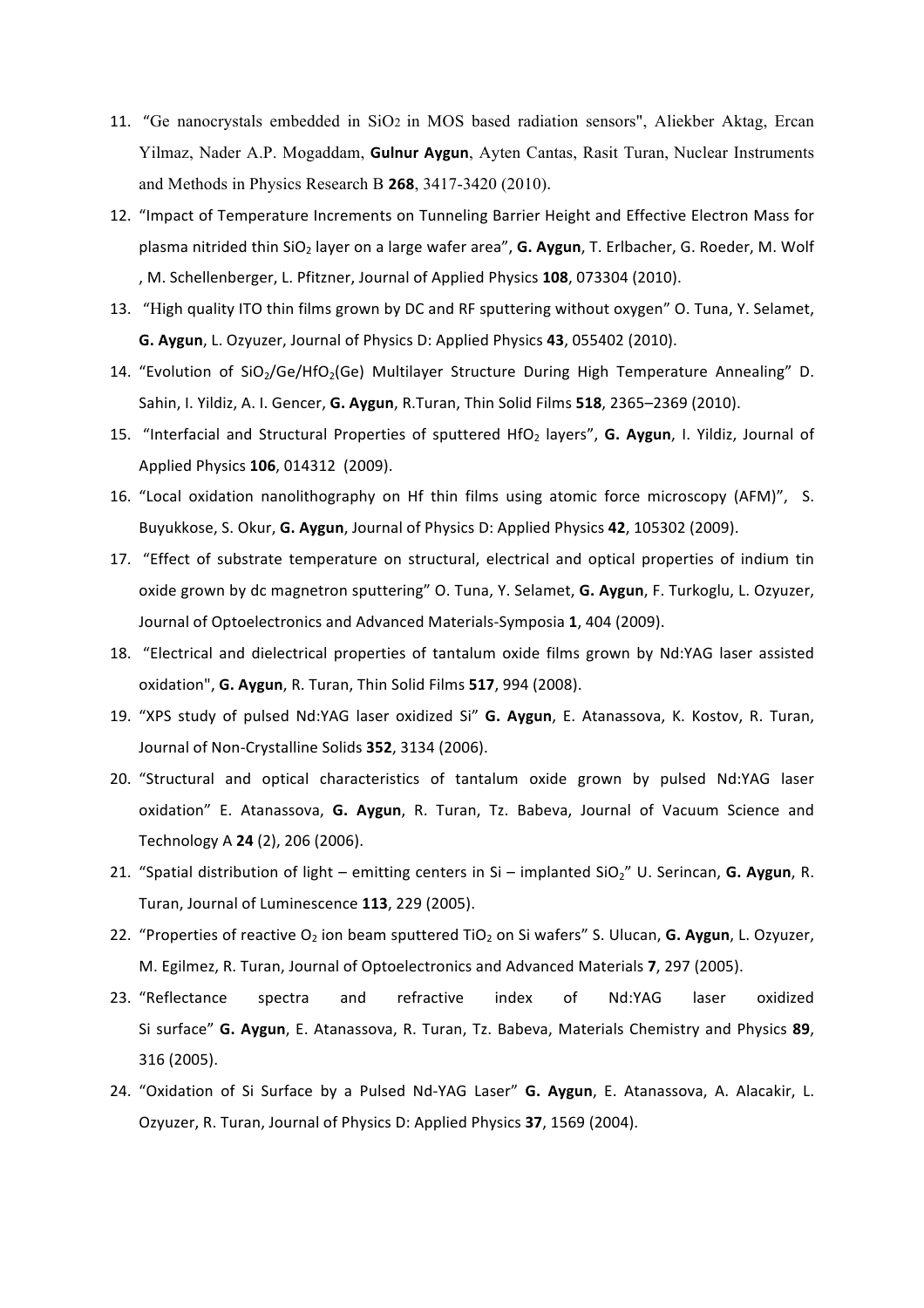11. "Ge nanocrystals embedded in $SiO_2$ in MOS based radiation sensors", Aliekber Aktag, Ercan Yilmaz, Nader A.P. Mogaddam, **Gulnur Aygun**, Ayten Cantas, Rasit Turan, Nuclear Instruments and Methods in Physics Research B **268**, 3417-3420 (2010).
12. "Impact of Temperature Increments on Tunneling Barrier Height and Effective Electron Mass for plasma nitrided thin $SiO_2$ layer on a large wafer area", **G. Aygun**, T. Erlbacher, G. Roeder, M. Wolf , M. Schellenberger, L. Pfitzner, Journal of Applied Physics **108**, 073304 (2010).
13. "High quality ITO thin films grown by DC and RF sputtering without oxygen" O. Tuna, Y. Selamet, **G. Aygun**, L. Ozyuzer, Journal of Physics D: Applied Physics **43**, 055402 (2010).
14. "Evolution of $SiO_2$/Ge/$HfO_2$(Ge) Multilayer Structure During High Temperature Annealing" D. Sahin, I. Yildiz, A. I. Gencer, **G. Aygun**, R.Turan, Thin Solid Films **518**, 2365–2369 (2010).
15. "Interfacial and Structural Properties of sputtered $HfO_2$ layers", **G. Aygun**, I. Yildiz, Journal of Applied Physics **106**, 014312 (2009).
16. "Local oxidation nanolithography on Hf thin films using atomic force microscopy (AFM)", S. Buyukkose, S. Okur, **G. Aygun**, Journal of Physics D: Applied Physics **42**, 105302 (2009).
17. "Effect of substrate temperature on structural, electrical and optical properties of indium tin oxide grown by dc magnetron sputtering" O. Tuna, Y. Selamet, **G. Aygun**, F. Turkoglu, L. Ozyuzer, Journal of Optoelectronics and Advanced Materials-Symposia **1**, 404 (2009).
18. "Electrical and dielectrical properties of tantalum oxide films grown by Nd:YAG laser assisted oxidation", **G. Aygun**, R. Turan, Thin Solid Films **517**, 994 (2008).
19. "XPS study of pulsed Nd:YAG laser oxidized Si" **G. Aygun**, E. Atanassova, K. Kostov, R. Turan, Journal of Non-Crystalline Solids **352**, 3134 (2006).
20. "Structural and optical characteristics of tantalum oxide grown by pulsed Nd:YAG laser oxidation" E. Atanassova, **G. Aygun**, R. Turan, Tz. Babeva, Journal of Vacuum Science and Technology A **24** (2), 206 (2006).
21. "Spatial distribution of light – emitting centers in Si – implanted $SiO_2$" U. Serincan, **G. Aygun**, R. Turan, Journal of Luminescence **113**, 229 (2005).
22. "Properties of reactive $O_2$ ion beam sputtered $TiO_2$ on Si wafers" S. Ulucan, **G. Aygun**, L. Ozyuzer, M. Egilmez, R. Turan, Journal of Optoelectronics and Advanced Materials **7**, 297 (2005).
23. "Reflectance spectra and refractive index of Nd:YAG laser oxidized Si surface" **G. Aygun**, E. Atanassova, R. Turan, Tz. Babeva, Materials Chemistry and Physics **89**, 316 (2005).
24. "Oxidation of Si Surface by a Pulsed Nd-YAG Laser" **G. Aygun**, E. Atanassova, A. Alacakir, L. Ozyuzer, R. Turan, Journal of Physics D: Applied Physics **37**, 1569 (2004).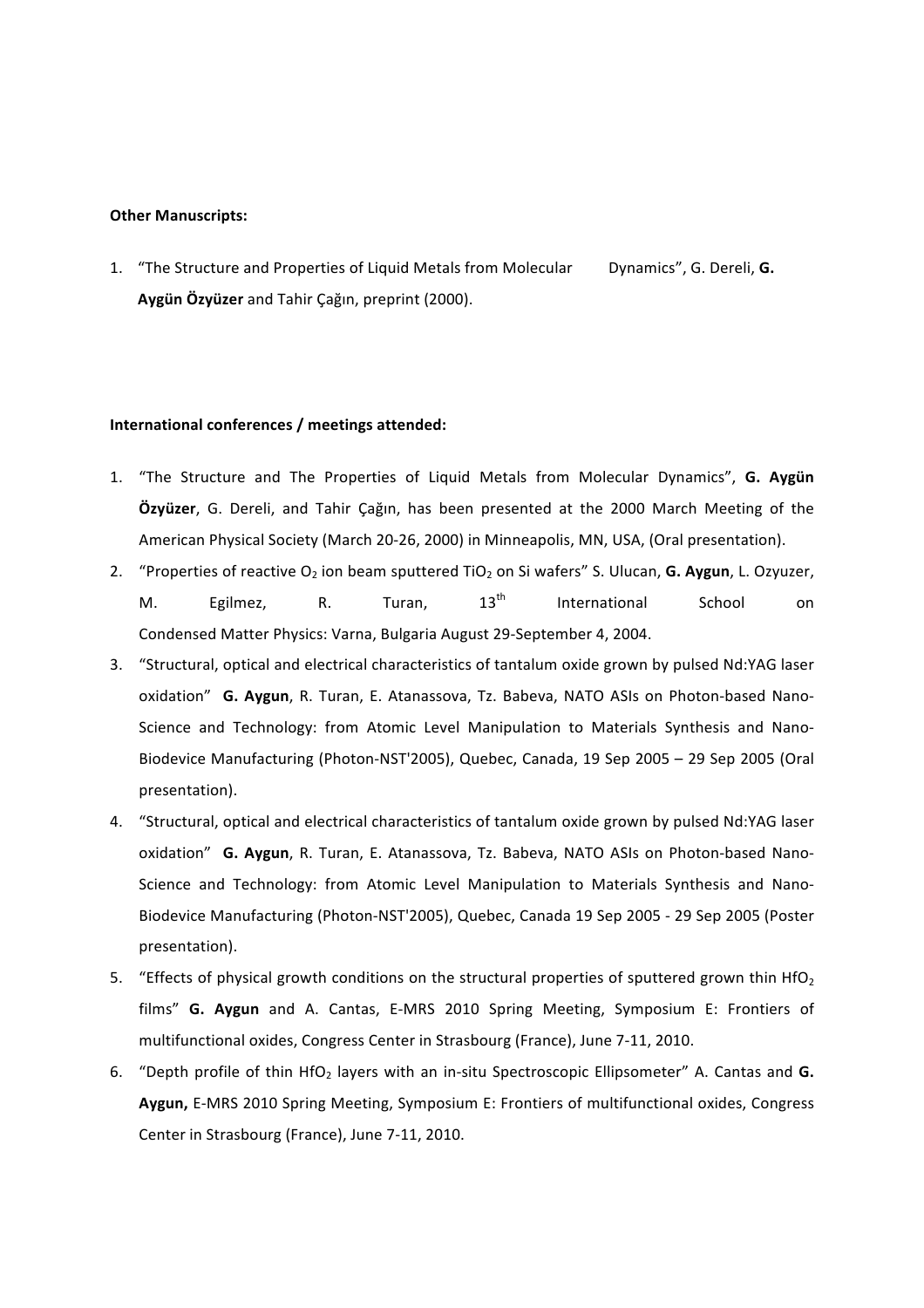**Other Manuscripts:**

1. "The Structure and Properties of Liquid Metals from Molecular Dynamics", G. Dereli, **G. Aygün Özyüzer** and Tahir Çağın, preprint (2000).

**International conferences / meetings attended:**

1. "The Structure and The Properties of Liquid Metals from Molecular Dynamics", **G. Aygün Özyüzer**, G. Dereli, and Tahir Çağın, has been presented at the 2000 March Meeting of the American Physical Society (March 20-26, 2000) in Minneapolis, MN, USA, (Oral presentation).
2. "Properties of reactive $O_2$ ion beam sputtered $TiO_2$ on Si wafers" S. Ulucan, **G. Aygun**, L. Ozyuzer, M. Egilmez, R. Turan, 13th International School on Condensed Matter Physics: Varna, Bulgaria August 29-September 4, 2004.
3. "Structural, optical and electrical characteristics of tantalum oxide grown by pulsed Nd:YAG laser oxidation" **G. Aygun**, R. Turan, E. Atanassova, Tz. Babeva, NATO ASIs on Photon-based Nano-Science and Technology: from Atomic Level Manipulation to Materials Synthesis and Nano-Biodevice Manufacturing (Photon-NST'2005), Quebec, Canada, 19 Sep 2005 – 29 Sep 2005 (Oral presentation).
4. "Structural, optical and electrical characteristics of tantalum oxide grown by pulsed Nd:YAG laser oxidation" **G. Aygun**, R. Turan, E. Atanassova, Tz. Babeva, NATO ASIs on Photon-based Nano-Science and Technology: from Atomic Level Manipulation to Materials Synthesis and Nano-Biodevice Manufacturing (Photon-NST'2005), Quebec, Canada 19 Sep 2005 - 29 Sep 2005 (Poster presentation).
5. "Effects of physical growth conditions on the structural properties of sputtered grown thin $HfO_2$ films" **G. Aygun** and A. Cantas, E-MRS 2010 Spring Meeting, Symposium E: Frontiers of multifunctional oxides, Congress Center in Strasbourg (France), June 7-11, 2010.
6. "Depth profile of thin $HfO_2$ layers with an in-situ Spectroscopic Ellipsometer" A. Cantas and **G. Aygun,** E-MRS 2010 Spring Meeting, Symposium E: Frontiers of multifunctional oxides, Congress Center in Strasbourg (France), June 7-11, 2010.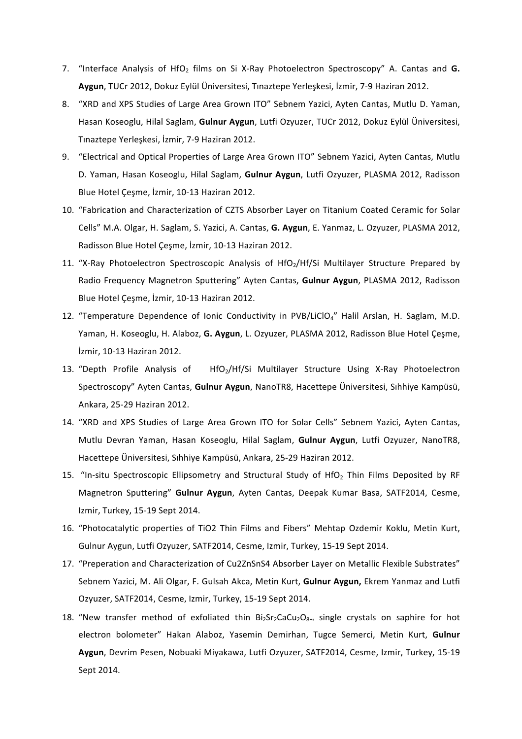7. "Interface Analysis of $HfO_2$ films on Si X-Ray Photoelectron Spectroscopy" A. Cantas and **G. Aygun**, TUCr 2012, Dokuz Eylül Üniversitesi, Tınaztepe Yerleşkesi, İzmir, 7-9 Haziran 2012.
8. "XRD and XPS Studies of Large Area Grown ITO" Sebnem Yazici, Ayten Cantas, Mutlu D. Yaman, Hasan Koseoglu, Hilal Saglam, **Gulnur Aygun**, Lutfi Ozyuzer, TUCr 2012, Dokuz Eylül Üniversitesi, Tınaztepe Yerleşkesi, İzmir, 7-9 Haziran 2012.
9. "Electrical and Optical Properties of Large Area Grown ITO" Sebnem Yazici, Ayten Cantas, Mutlu D. Yaman, Hasan Koseoglu, Hilal Saglam, **Gulnur Aygun**, Lutfi Ozyuzer, PLASMA 2012, Radisson Blue Hotel Çeşme, İzmir, 10-13 Haziran 2012.
10. "Fabrication and Characterization of CZTS Absorber Layer on Titanium Coated Ceramic for Solar Cells" M.A. Olgar, H. Saglam, S. Yazici, A. Cantas, **G. Aygun**, E. Yanmaz, L. Ozyuzer, PLASMA 2012, Radisson Blue Hotel Çeşme, İzmir, 10-13 Haziran 2012.
11. "X-Ray Photoelectron Spectroscopic Analysis of $HfO_2$/Hf/Si Multilayer Structure Prepared by Radio Frequency Magnetron Sputtering" Ayten Cantas, **Gulnur Aygun**, PLASMA 2012, Radisson Blue Hotel Çeşme, İzmir, 10-13 Haziran 2012.
12. "Temperature Dependence of Ionic Conductivity in PVB/$LiClO_4$" Halil Arslan, H. Saglam, M.D. Yaman, H. Koseoglu, H. Alaboz, **G. Aygun**, L. Ozyuzer, PLASMA 2012, Radisson Blue Hotel Çeşme, İzmir, 10-13 Haziran 2012.
13. "Depth Profile Analysis of $HfO_2$/Hf/Si Multilayer Structure Using X-Ray Photoelectron Spectroscopy" Ayten Cantas, **Gulnur Aygun**, NanoTR8, Hacettepe Üniversitesi, Sıhhiye Kampüsü, Ankara, 25-29 Haziran 2012.
14. "XRD and XPS Studies of Large Area Grown ITO for Solar Cells" Sebnem Yazici, Ayten Cantas, Mutlu Devran Yaman, Hasan Koseoglu, Hilal Saglam, **Gulnur Aygun**, Lutfi Ozyuzer, NanoTR8, Hacettepe Üniversitesi, Sıhhiye Kampüsü, Ankara, 25-29 Haziran 2012.
15. "In-situ Spectroscopic Ellipsometry and Structural Study of $HfO_2$ Thin Films Deposited by RF Magnetron Sputtering" **Gulnur Aygun**, Ayten Cantas, Deepak Kumar Basa, SATF2014, Cesme, Izmir, Turkey, 15-19 Sept 2014.
16. "Photocatalytic properties of TiO2 Thin Films and Fibers" Mehtap Ozdemir Koklu, Metin Kurt, Gulnur Aygun, Lutfi Ozyuzer, SATF2014, Cesme, Izmir, Turkey, 15-19 Sept 2014.
17. "Preperation and Characterization of Cu2ZnSnS4 Absorber Layer on Metallic Flexible Substrates" Sebnem Yazici, M. Ali Olgar, F. Gulsah Akca, Metin Kurt, **Gulnur Aygun,** Ekrem Yanmaz and Lutfi Ozyuzer, SATF2014, Cesme, Izmir, Turkey, 15-19 Sept 2014.
18. "New transfer method of exfoliated thin $Bi_2Sr_2CaCu_2O_{8+}$ single crystals on saphire for hot electron bolometer" Hakan Alaboz, Yasemin Demirhan, Tugce Semerci, Metin Kurt, **Gulnur Aygun**, Devrim Pesen, Nobuaki Miyakawa, Lutfi Ozyuzer, SATF2014, Cesme, Izmir, Turkey, 15-19 Sept 2014.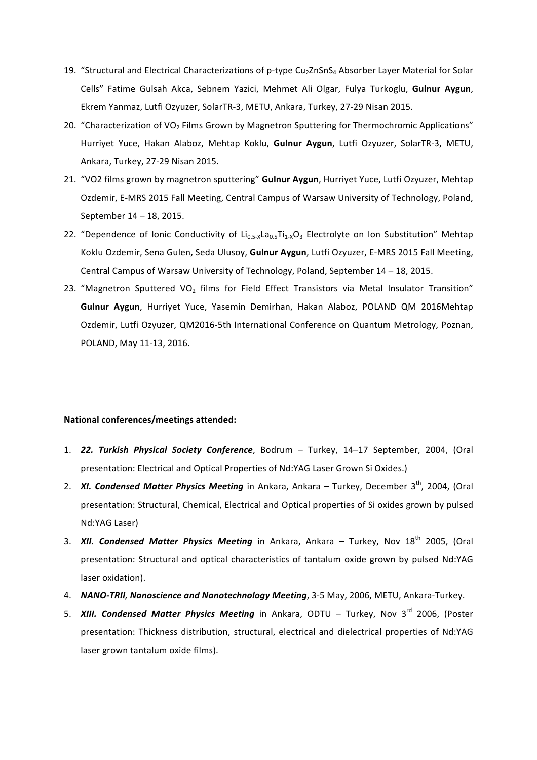19. "Structural and Electrical Characterizations of p-type $Cu_2ZnSnS_4$ Absorber Layer Material for Solar Cells" Fatime Gulsah Akca, Sebnem Yazici, Mehmet Ali Olgar, Fulya Turkoglu, **Gulnur Aygun**, Ekrem Yanmaz, Lutfi Ozyuzer, SolarTR-3, METU, Ankara, Turkey, 27-29 Nisan 2015.
20. "Characterization of $VO_2$ Films Grown by Magnetron Sputtering for Thermochromic Applications" Hurriyet Yuce, Hakan Alaboz, Mehtap Koklu, **Gulnur Aygun**, Lutfi Ozyuzer, SolarTR-3, METU, Ankara, Turkey, 27-29 Nisan 2015.
21. "VO2 films grown by magnetron sputtering" **Gulnur Aygun**, Hurriyet Yuce, Lutfi Ozyuzer, Mehtap Ozdemir, E-MRS 2015 Fall Meeting, Central Campus of Warsaw University of Technology, Poland, September 14 – 18, 2015.
22. "Dependence of Ionic Conductivity of $Li_{0.5-X}La_{0.5}Ti_{1-X}O_3$ Electrolyte on Ion Substitution" Mehtap Koklu Ozdemir, Sena Gulen, Seda Ulusoy, **Gulnur Aygun**, Lutfi Ozyuzer, E-MRS 2015 Fall Meeting, Central Campus of Warsaw University of Technology, Poland, September 14 – 18, 2015.
23. "Magnetron Sputtered $VO_2$ films for Field Effect Transistors via Metal Insulator Transition" **Gulnur Aygun**, Hurriyet Yuce, Yasemin Demirhan, Hakan Alaboz, POLAND QM 2016Mehtap Ozdemir, Lutfi Ozyuzer, QM2016-5th International Conference on Quantum Metrology, Poznan, POLAND, May 11-13, 2016.

**National conferences/meetings attended:**

1. ***22. Turkish Physical Society Conference***, Bodrum – Turkey, 14–17 September, 2004, (Oral presentation: Electrical and Optical Properties of Nd:YAG Laser Grown Si Oxides.)
2. ***XI. Condensed Matter Physics Meeting*** in Ankara, Ankara – Turkey, December 3rd, 2004, (Oral presentation: Structural, Chemical, Electrical and Optical properties of Si oxides grown by pulsed Nd:YAG Laser)
3. ***XII. Condensed Matter Physics Meeting*** in Ankara, Ankara – Turkey, Nov 18th 2005, (Oral presentation: Structural and optical characteristics of tantalum oxide grown by pulsed Nd:YAG laser oxidation).
4. ***NANO-TRII, Nanoscience and Nanotechnology Meeting***, 3-5 May, 2006, METU, Ankara-Turkey.
5. ***XIII. Condensed Matter Physics Meeting*** in Ankara, ODTU – Turkey, Nov 3rd 2006, (Poster presentation: Thickness distribution, structural, electrical and dielectrical properties of Nd:YAG laser grown tantalum oxide films).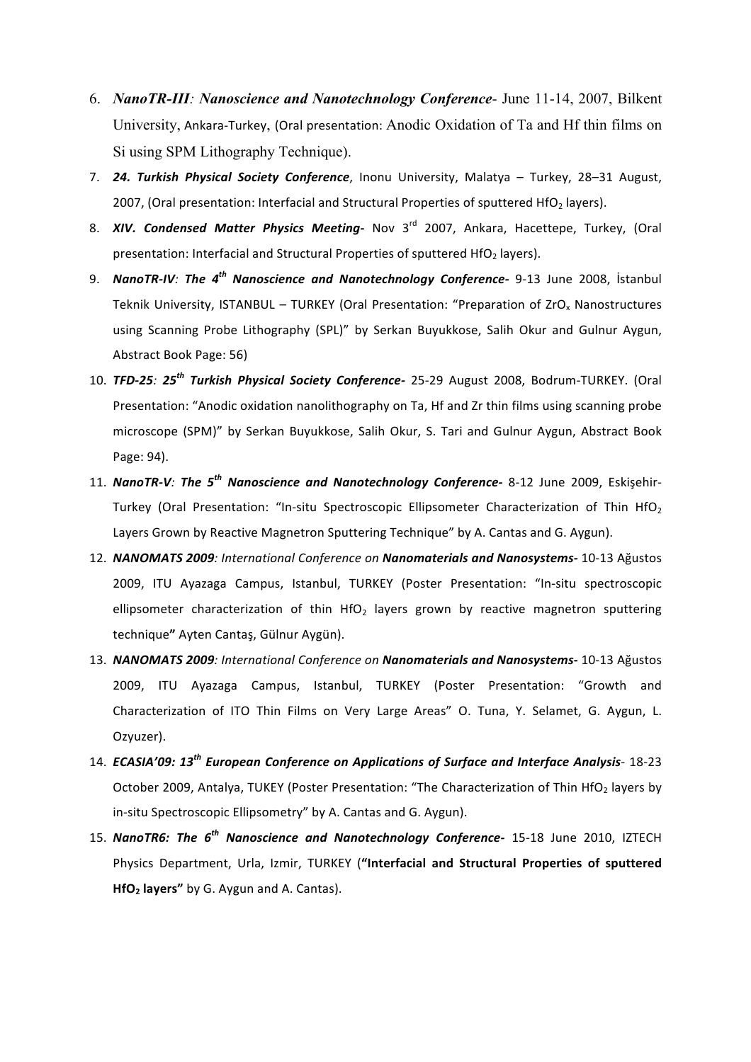6. ***NanoTR-III**: Nanoscience and Nanotechnology Conference*- June 11-14, 2007, Bilkent University, Ankara-Turkey, (Oral presentation: Anodic Oxidation of Ta and Hf thin films on Si using SPM Lithography Technique).
7. ***24. Turkish Physical Society Conference***, Inonu University, Malatya – Turkey, 28–31 August, 2007, (Oral presentation: Interfacial and Structural Properties of sputtered $HfO_2$ layers).
8. ***XIV. Condensed Matter Physics Meeting-*** Nov 3rd 2007, Ankara, Hacettepe, Turkey, (Oral presentation: Interfacial and Structural Properties of sputtered $HfO_2$ layers).
9. ***NanoTR-IV**: **The 4th Nanoscience and Nanotechnology Conference-*** 9-13 June 2008, İstanbul Teknik University, ISTANBUL – TURKEY (Oral Presentation: "Preparation of $ZrO_x$ Nanostructures using Scanning Probe Lithography (SPL)" by Serkan Buyukkose, Salih Okur and Gulnur Aygun, Abstract Book Page: 56)
10. ***TFD-25**: **25th Turkish Physical Society Conference-*** 25-29 August 2008, Bodrum-TURKEY. (Oral Presentation: "Anodic oxidation nanolithography on Ta, Hf and Zr thin films using scanning probe microscope (SPM)" by Serkan Buyukkose, Salih Okur, S. Tari and Gulnur Aygun, Abstract Book Page: 94).
11. ***NanoTR-V**: **The 5th Nanoscience and Nanotechnology Conference-*** 8-12 June 2009, Eskişehir-Turkey (Oral Presentation: "In-situ Spectroscopic Ellipsometer Characterization of Thin $HfO_2$ Layers Grown by Reactive Magnetron Sputtering Technique" by A. Cantas and G. Aygun).
12. ***NANOMATS 2009**: International Conference on **Nanomaterials and Nanosystems-*** 10-13 Ağustos 2009, ITU Ayazaga Campus, Istanbul, TURKEY (Poster Presentation: "In-situ spectroscopic ellipsometer characterization of thin $HfO_2$ layers grown by reactive magnetron sputtering technique**"** Ayten Cantaş, Gülnur Aygün).
13. ***NANOMATS 2009**: International Conference on **Nanomaterials and Nanosystems-*** 10-13 Ağustos 2009, ITU Ayazaga Campus, Istanbul, TURKEY (Poster Presentation: "Growth and Characterization of ITO Thin Films on Very Large Areas" O. Tuna, Y. Selamet, G. Aygun, L. Ozyuzer).
14. ***ECASIA'09: 13th European Conference on Applications of Surface and Interface Analysis***- 18-23 October 2009, Antalya, TUKEY (Poster Presentation: "The Characterization of Thin $HfO_2$ layers by in-situ Spectroscopic Ellipsometry" by A. Cantas and G. Aygun).
15. ***NanoTR6: The 6th Nanoscience and Nanotechnology Conference***- 15-18 June 2010, IZTECH Physics Department, Urla, Izmir, TURKEY (**"Interfacial and Structural Properties of sputtered $HfO_2$ layers"** by G. Aygun and A. Cantas).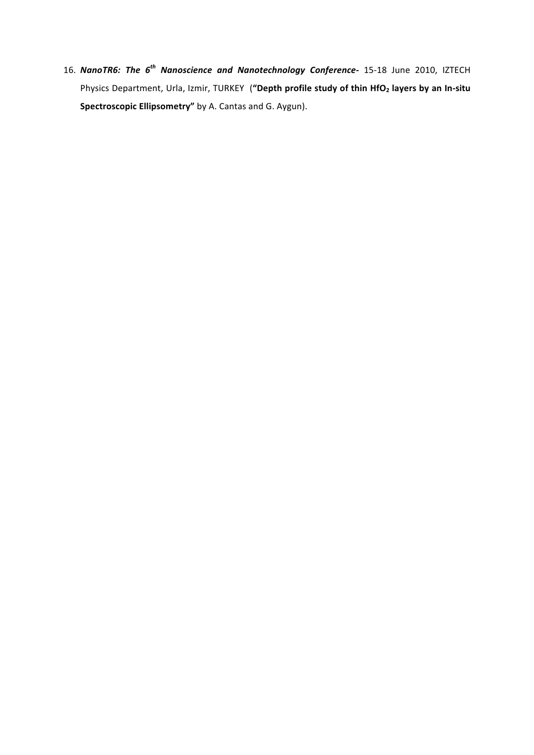16. ***NanoTR6: The 6th Nanoscience and Nanotechnology Conference-*** 15-18 June 2010, IZTECH Physics Department, Urla, Izmir, TURKEY (**"Depth profile study of thin $HfO_2$ layers by an In-situ Spectroscopic Ellipsometry"** by A. Cantas and G. Aygun).